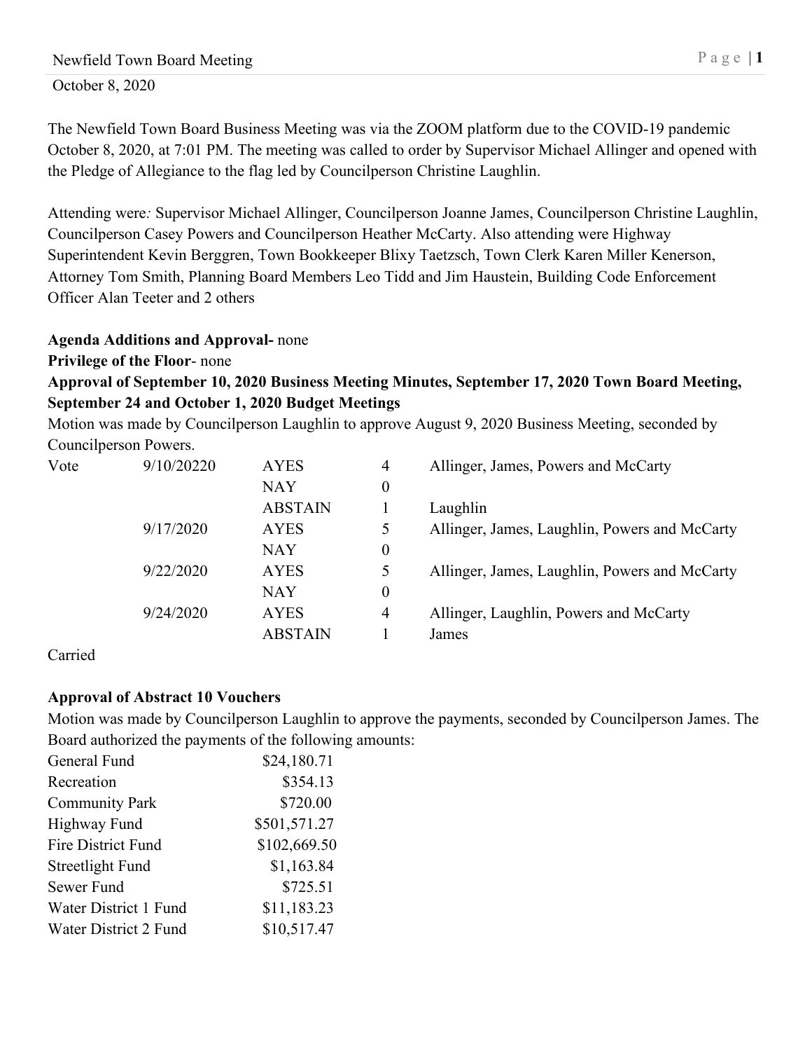Newfield Town Board Meeting

October 8, 2020

The Newfield Town Board Business Meeting was via the ZOOM platform due to the COVID-19 pandemic October 8, 2020, at 7:01 PM. The meeting was called to order by Supervisor Michael Allinger and opened with the Pledge of Allegiance to the flag led by Councilperson Christine Laughlin.

Attending were*:* Supervisor Michael Allinger, Councilperson Joanne James, Councilperson Christine Laughlin, Councilperson Casey Powers and Councilperson Heather McCarty. Also attending were Highway Superintendent Kevin Berggren, Town Bookkeeper Blixy Taetzsch, Town Clerk Karen Miller Kenerson, Attorney Tom Smith, Planning Board Members Leo Tidd and Jim Haustein, Building Code Enforcement Officer Alan Teeter and 2 others

**Agenda Additions and Approval-** none

**Privilege of the Floor**- none

**Approval of September 10, 2020 Business Meeting Minutes, September 17, 2020 Town Board Meeting, September 24 and October 1, 2020 Budget Meetings**

Motion was made by Councilperson Laughlin to approve August 9, 2020 Business Meeting, seconded by Councilperson Powers.

| Vote | 9/10/20220 | AYES | 4 | Allinger, James, Powers and McCarty |
|---|---|---|---|---|
| | | NAY | 0 | |
| | | ABSTAIN | 1 | Laughlin |
| | 9/17/2020 | AYES | 5 | Allinger, James, Laughlin, Powers and McCarty |
| | | NAY | 0 | |
| | 9/22/2020 | AYES | 5 | Allinger, James, Laughlin, Powers and McCarty |
| | | NAY | 0 | |
| | 9/24/2020 | AYES | 4 | Allinger, Laughlin, Powers and McCarty |
| | | ABSTAIN | 1 | James |

Carried

**Approval of Abstract 10 Vouchers**

Motion was made by Councilperson Laughlin to approve the payments, seconded by Councilperson James. The Board authorized the payments of the following amounts:

| | |
|---|---|
| General Fund | $24,180.71 |
| Recreation | $354.13 |
| Community Park | $720.00 |
| Highway Fund | $501,571.27 |
| Fire District Fund | $102,669.50 |
| Streetlight Fund | $1,163.84 |
| Sewer Fund | $725.51 |
| Water District 1 Fund | $11,183.23 |
| Water District 2 Fund | $10,517.47 |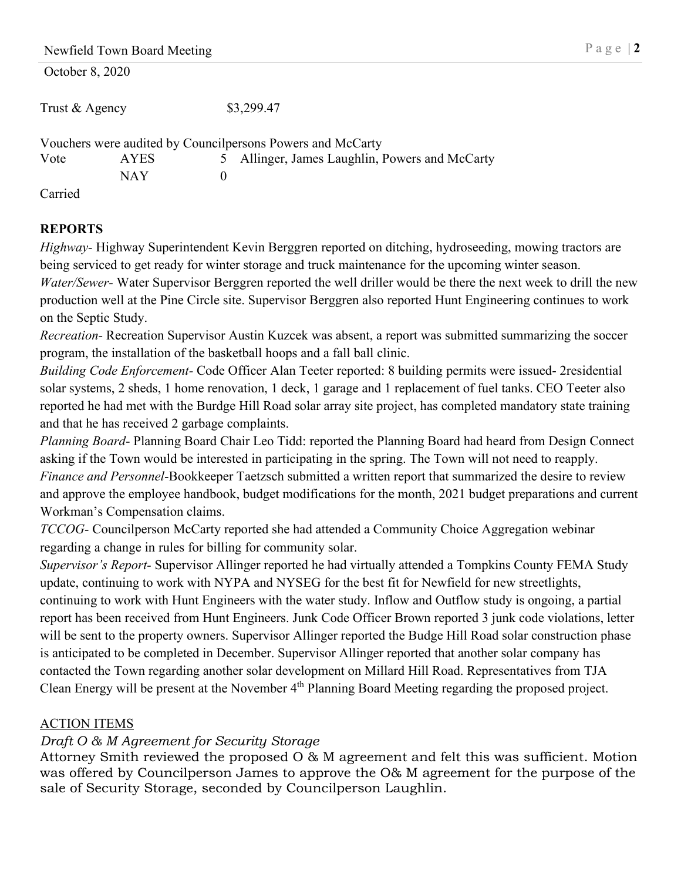Trust & Agency $3,299.47

Vouchers were audited by Councilpersons Powers and McCarty

| Vote | AYES | 5 | Allinger, James Laughlin, Powers and McCarty |
|---|---|---|---|
| | NAY | 0 | |

Carried

**REPORTS**

*Highway*- Highway Superintendent Kevin Berggren reported on ditching, hydroseeding, mowing tractors are being serviced to get ready for winter storage and truck maintenance for the upcoming winter season.

*Water/Sewer*- Water Supervisor Berggren reported the well driller would be there the next week to drill the new production well at the Pine Circle site. Supervisor Berggren also reported Hunt Engineering continues to work on the Septic Study.

*Recreation*- Recreation Supervisor Austin Kuzcek was absent, a report was submitted summarizing the soccer program, the installation of the basketball hoops and a fall ball clinic.

*Building Code Enforcement*- Code Officer Alan Teeter reported: 8 building permits were issued- 2residential solar systems, 2 sheds, 1 home renovation, 1 deck, 1 garage and 1 replacement of fuel tanks. CEO Teeter also reported he had met with the Burdge Hill Road solar array site project, has completed mandatory state training and that he has received 2 garbage complaints.

*Planning Board*- Planning Board Chair Leo Tidd: reported the Planning Board had heard from Design Connect asking if the Town would be interested in participating in the spring. The Town will not need to reapply.

*Finance and Personnel*-Bookkeeper Taetzsch submitted a written report that summarized the desire to review and approve the employee handbook, budget modifications for the month, 2021 budget preparations and current Workman's Compensation claims.

*TCCOG*- Councilperson McCarty reported she had attended a Community Choice Aggregation webinar regarding a change in rules for billing for community solar.

*Supervisor's Report*- Supervisor Allinger reported he had virtually attended a Tompkins County FEMA Study update, continuing to work with NYPA and NYSEG for the best fit for Newfield for new streetlights, continuing to work with Hunt Engineers with the water study. Inflow and Outflow study is ongoing, a partial report has been received from Hunt Engineers. Junk Code Officer Brown reported 3 junk code violations, letter will be sent to the property owners. Supervisor Allinger reported the Budge Hill Road solar construction phase is anticipated to be completed in December. Supervisor Allinger reported that another solar company has contacted the Town regarding another solar development on Millard Hill Road. Representatives from TJA Clean Energy will be present at the November 4th Planning Board Meeting regarding the proposed project.

ACTION ITEMS

*Draft O & M Agreement for Security Storage*

Attorney Smith reviewed the proposed O & M agreement and felt this was sufficient. Motion was offered by Councilperson James to approve the O& M agreement for the purpose of the sale of Security Storage, seconded by Councilperson Laughlin.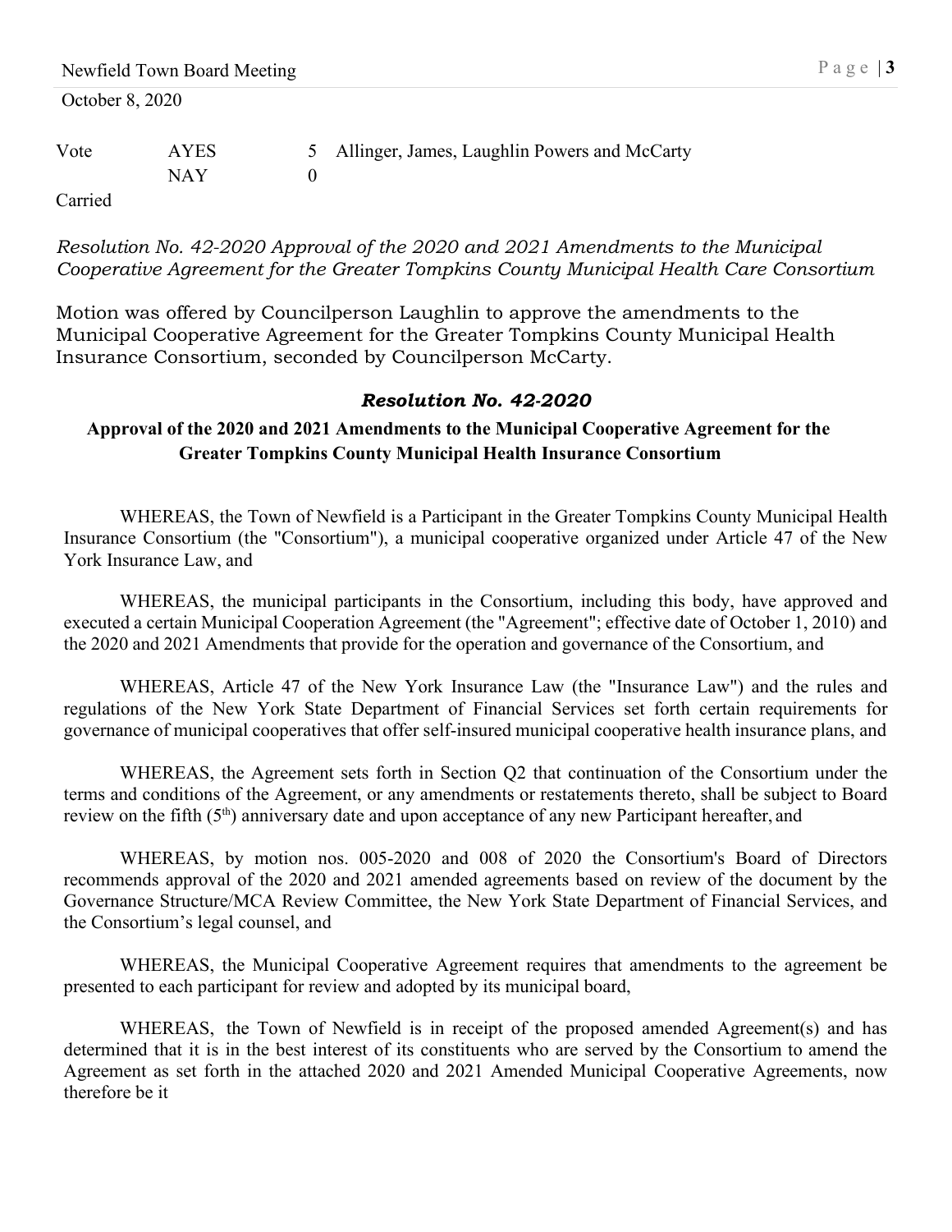| Vote | AYES | 5 | Allinger, James, Laughlin Powers and McCarty |
| --- | --- | --- | --- |
| | NAY | 0 | |

Carried

*Resolution No. 42-2020 Approval of the 2020 and 2021 Amendments to the Municipal Cooperative Agreement for the Greater Tompkins County Municipal Health Care Consortium*

Motion was offered by Councilperson Laughlin to approve the amendments to the Municipal Cooperative Agreement for the Greater Tompkins County Municipal Health Insurance Consortium, seconded by Councilperson McCarty.

### ***Resolution No. 42-2020***

**Approval of the 2020 and 2021 Amendments to the Municipal Cooperative Agreement for the Greater Tompkins County Municipal Health Insurance Consortium**

WHEREAS, the Town of Newfield is a Participant in the Greater Tompkins County Municipal Health Insurance Consortium (the "Consortium"), a municipal cooperative organized under Article 47 of the New York Insurance Law, and

WHEREAS, the municipal participants in the Consortium, including this body, have approved and executed a certain Municipal Cooperation Agreement (the "Agreement"; effective date of October 1, 2010) and the 2020 and 2021 Amendments that provide for the operation and governance of the Consortium, and

WHEREAS, Article 47 of the New York Insurance Law (the "Insurance Law") and the rules and regulations of the New York State Department of Financial Services set forth certain requirements for governance of municipal cooperatives that offer self-insured municipal cooperative health insurance plans, and

WHEREAS, the Agreement sets forth in Section Q2 that continuation of the Consortium under the terms and conditions of the Agreement, or any amendments or restatements thereto, shall be subject to Board review on the fifth (5th) anniversary date and upon acceptance of any new Participant hereafter, and

WHEREAS, by motion nos. 005-2020 and 008 of 2020 the Consortium's Board of Directors recommends approval of the 2020 and 2021 amended agreements based on review of the document by the Governance Structure/MCA Review Committee, the New York State Department of Financial Services, and the Consortium's legal counsel, and

WHEREAS, the Municipal Cooperative Agreement requires that amendments to the agreement be presented to each participant for review and adopted by its municipal board,

WHEREAS, the Town of Newfield is in receipt of the proposed amended Agreement(s) and has determined that it is in the best interest of its constituents who are served by the Consortium to amend the Agreement as set forth in the attached 2020 and 2021 Amended Municipal Cooperative Agreements, now therefore be it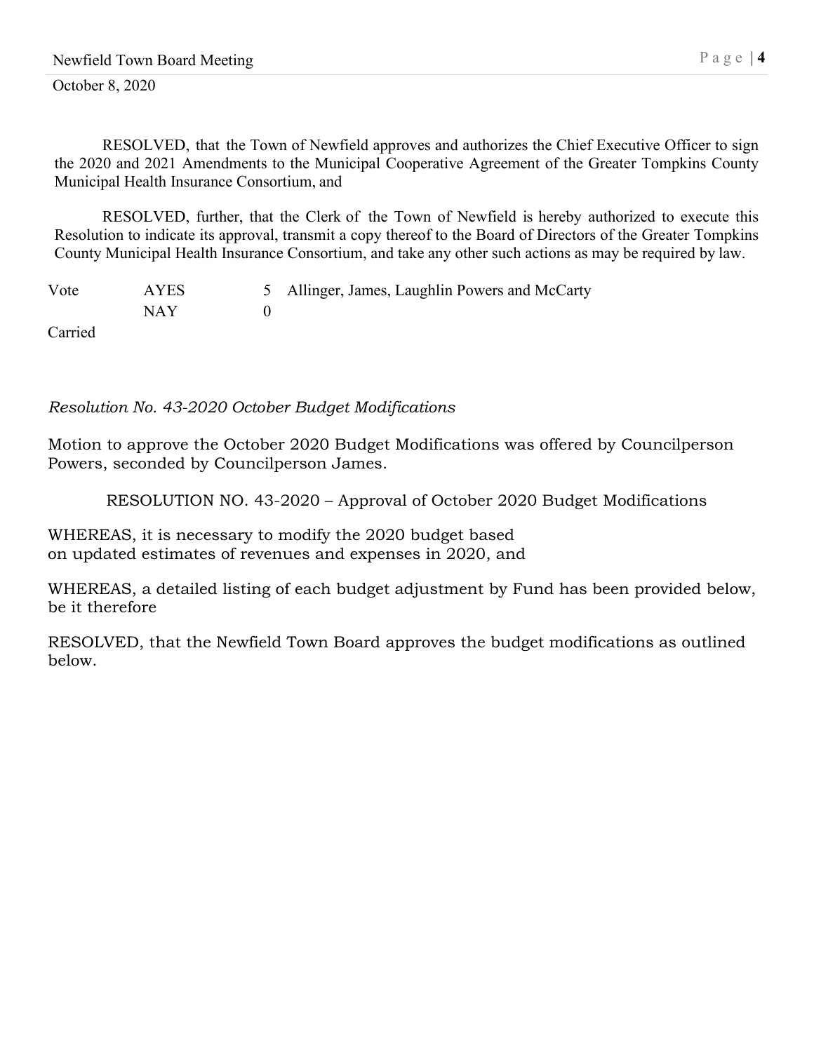RESOLVED, that the Town of Newfield approves and authorizes the Chief Executive Officer to sign the 2020 and 2021 Amendments to the Municipal Cooperative Agreement of the Greater Tompkins County Municipal Health Insurance Consortium, and

RESOLVED, further, that the Clerk of the Town of Newfield is hereby authorized to execute this Resolution to indicate its approval, transmit a copy thereof to the Board of Directors of the Greater Tompkins County Municipal Health Insurance Consortium, and take any other such actions as may be required by law.

| Vote | AYES | 5 | Allinger, James, Laughlin Powers and McCarty |
|---|---|---|---|
| | NAY | 0 | |

Carried

*Resolution No. 43-2020 October Budget Modifications*

Motion to approve the October 2020 Budget Modifications was offered by Councilperson Powers, seconded by Councilperson James.

RESOLUTION NO. 43-2020 – Approval of October 2020 Budget Modifications

WHEREAS, it is necessary to modify the 2020 budget based on updated estimates of revenues and expenses in 2020, and

WHEREAS, a detailed listing of each budget adjustment by Fund has been provided below, be it therefore

RESOLVED, that the Newfield Town Board approves the budget modifications as outlined below.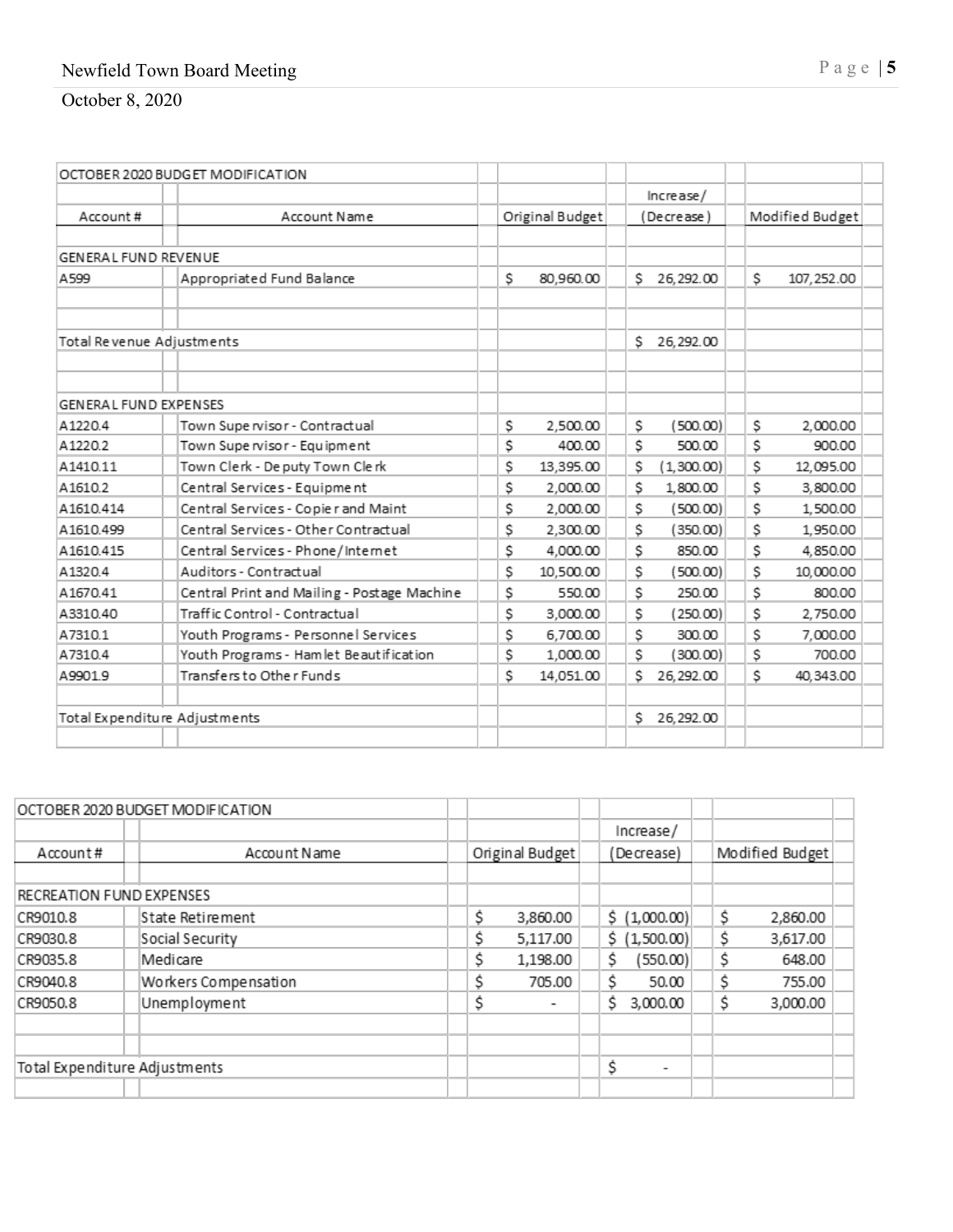## OCTOBER 2020 BUDGET MODIFICATION

| Account # | Account Name | Original Budget | Increase/ (Decrease) | Modified Budget |
|---|---|---|---|---|
| **GENERAL FUND REVENUE** | | | | |
| A599 | Appropriated Fund Balance | $ 80,960.00 | $ 26,292.00 | $ 107,252.00 |
| | | | | |
| Total Revenue Adjustments | | | $ 26,292.00 | |
| | | | | |
| **GENERAL FUND EXPENSES** | | | | |
| A1220.4 | Town Supervisor - Contractual | $ 2,500.00 | $ (500.00) | $ 2,000.00 |
| A1220.2 | Town Supervisor - Equipment | $ 400.00 | $ 500.00 | $ 900.00 |
| A1410.11 | Town Clerk - Deputy Town Clerk | $ 13,395.00 | $ (1,300.00) | $ 12,095.00 |
| A1610.2 | Central Services - Equipment | $ 2,000.00 | $ 1,800.00 | $ 3,800.00 |
| A1610.414 | Central Services - Copier and Maint | $ 2,000.00 | $ (500.00) | $ 1,500.00 |
| A1610.499 | Central Services - Other Contractual | $ 2,300.00 | $ (350.00) | $ 1,950.00 |
| A1610.415 | Central Services - Phone/Internet | $ 4,000.00 | $ 850.00 | $ 4,850.00 |
| A1320.4 | Auditors - Contractual | $ 10,500.00 | $ (500.00) | $ 10,000.00 |
| A1670.41 | Central Print and Mailing - Postage Machine | $ 550.00 | $ 250.00 | $ 800.00 |
| A3310.40 | Traffic Control - Contractual | $ 3,000.00 | $ (250.00) | $ 2,750.00 |
| A7310.1 | Youth Programs - Personnel Services | $ 6,700.00 | $ 300.00 | $ 7,000.00 |
| A7310.4 | Youth Programs - Hamlet Beautification | $ 1,000.00 | $ (300.00) | $ 700.00 |
| A9901.9 | Transfers to Other Funds | $ 14,051.00 | $ 26,292.00 | $ 40,343.00 |
| | | | | |
| Total Expenditure Adjustments | | | $ 26,292.00 | |

## OCTOBER 2020 BUDGET MODIFICATION

| Account # | Account Name | Original Budget | Increase/ (Decrease) | Modified Budget |
|---|---|---|---|---|
| **RECREATION FUND EXPENSES** | | | | |
| CR9010.8 | State Retirement | $ 3,860.00 | $ (1,000.00) | $ 2,860.00 |
| CR9030.8 | Social Security | $ 5,117.00 | $ (1,500.00) | $ 3,617.00 |
| CR9035.8 | Medicare | $ 1,198.00 | $ (550.00) | $ 648.00 |
| CR9040.8 | Workers Compensation | $ 705.00 | $ 50.00 | $ 755.00 |
| CR9050.8 | Unemployment | $ - | $ 3,000.00 | $ 3,000.00 |
| | | | | |
| Total Expenditure Adjustments | | | $ - | |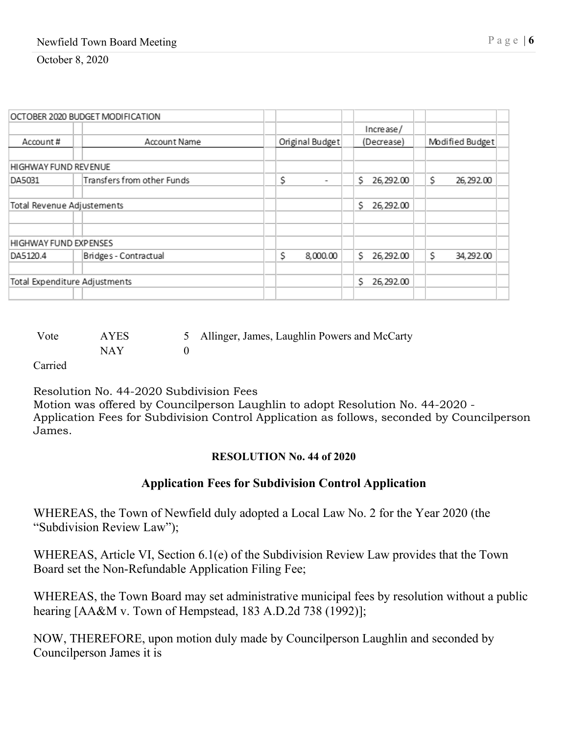| OCTOBER 2020 BUDGET MODIFICATION | | | | |
|---|---|---|---|---|
| Account # | Account Name | Original Budget | Increase/ (Decrease) | Modified Budget |
| | | | | |
| HIGHWAY FUND REVENUE | | | | |
| DA5031 | Transfers from other Funds | $ - | $ 26,292.00 | $ 26,292.00 |
| | | | | |
| Total Revenue Adjustements | | | $ 26,292.00 | |
| | | | | |
| | | | | |
| HIGHWAY FUND EXPENSES | | | | |
| DA5120.4 | Bridges - Contractual | $ 8,000.00 | $ 26,292.00 | $ 34,292.00 |
| | | | | |
| Total Expenditure Adjustments | | | $ 26,292.00 | |

| Vote | AYES | 5 | Allinger, James, Laughlin Powers and McCarty |
|---|---|---|---|
| | NAY | 0 | |

Carried

Resolution No. 44-2020 Subdivision Fees
Motion was offered by Councilperson Laughlin to adopt Resolution No. 44-2020 - Application Fees for Subdivision Control Application as follows, seconded by Councilperson James.

**RESOLUTION No. 44 of 2020**

## Application Fees for Subdivision Control Application

WHEREAS, the Town of Newfield duly adopted a Local Law No. 2 for the Year 2020 (the "Subdivision Review Law");

WHEREAS, Article VI, Section 6.1(e) of the Subdivision Review Law provides that the Town Board set the Non-Refundable Application Filing Fee;

WHEREAS, the Town Board may set administrative municipal fees by resolution without a public hearing [AA&M v. Town of Hempstead, 183 A.D.2d 738 (1992)];

NOW, THEREFORE, upon motion duly made by Councilperson Laughlin and seconded by Councilperson James it is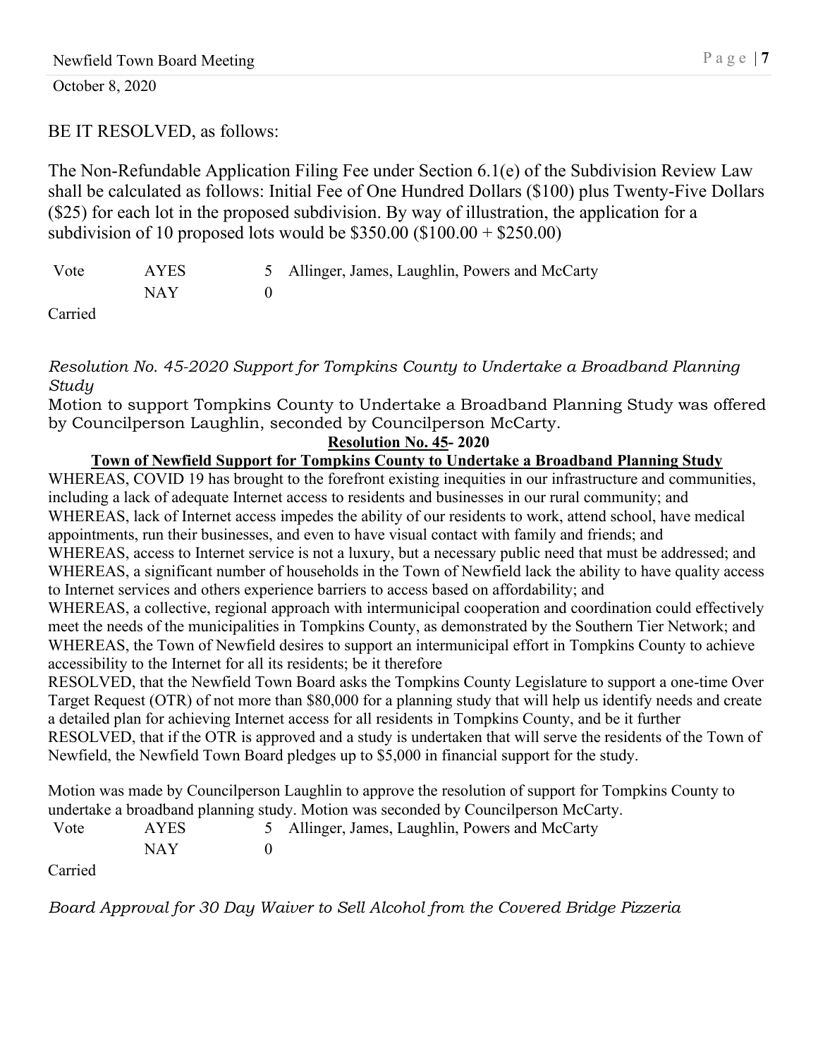BE IT RESOLVED, as follows:

The Non-Refundable Application Filing Fee under Section 6.1(e) of the Subdivision Review Law shall be calculated as follows: Initial Fee of One Hundred Dollars ($100) plus Twenty-Five Dollars ($25) for each lot in the proposed subdivision. By way of illustration, the application for a subdivision of 10 proposed lots would be $350.00 ($100.00 + $250.00)

| Vote | AYES | 5 | Allinger, James, Laughlin, Powers and McCarty |
|---|---|---|---|
| | NAY | 0 | |

Carried

*Resolution No. 45-2020 Support for Tompkins County to Undertake a Broadband Planning Study*

Motion to support Tompkins County to Undertake a Broadband Planning Study was offered by Councilperson Laughlin, seconded by Councilperson McCarty.

**Resolution No. 45- 2020**

**Town of Newfield Support for Tompkins County to Undertake a Broadband Planning Study**

WHEREAS, COVID 19 has brought to the forefront existing inequities in our infrastructure and communities, including a lack of adequate Internet access to residents and businesses in our rural community; and

WHEREAS, lack of Internet access impedes the ability of our residents to work, attend school, have medical appointments, run their businesses, and even to have visual contact with family and friends; and

WHEREAS, access to Internet service is not a luxury, but a necessary public need that must be addressed; and

WHEREAS, a significant number of households in the Town of Newfield lack the ability to have quality access to Internet services and others experience barriers to access based on affordability; and

WHEREAS, a collective, regional approach with intermunicipal cooperation and coordination could effectively meet the needs of the municipalities in Tompkins County, as demonstrated by the Southern Tier Network; and

WHEREAS, the Town of Newfield desires to support an intermunicipal effort in Tompkins County to achieve accessibility to the Internet for all its residents; be it therefore

RESOLVED, that the Newfield Town Board asks the Tompkins County Legislature to support a one-time Over Target Request (OTR) of not more than $80,000 for a planning study that will help us identify needs and create a detailed plan for achieving Internet access for all residents in Tompkins County, and be it further

RESOLVED, that if the OTR is approved and a study is undertaken that will serve the residents of the Town of Newfield, the Newfield Town Board pledges up to $5,000 in financial support for the study.

Motion was made by Councilperson Laughlin to approve the resolution of support for Tompkins County to undertake a broadband planning study. Motion was seconded by Councilperson McCarty.

| Vote | AYES | 5 | Allinger, James, Laughlin, Powers and McCarty |
|---|---|---|---|
| | NAY | 0 | |

Carried

*Board Approval for 30 Day Waiver to Sell Alcohol from the Covered Bridge Pizzeria*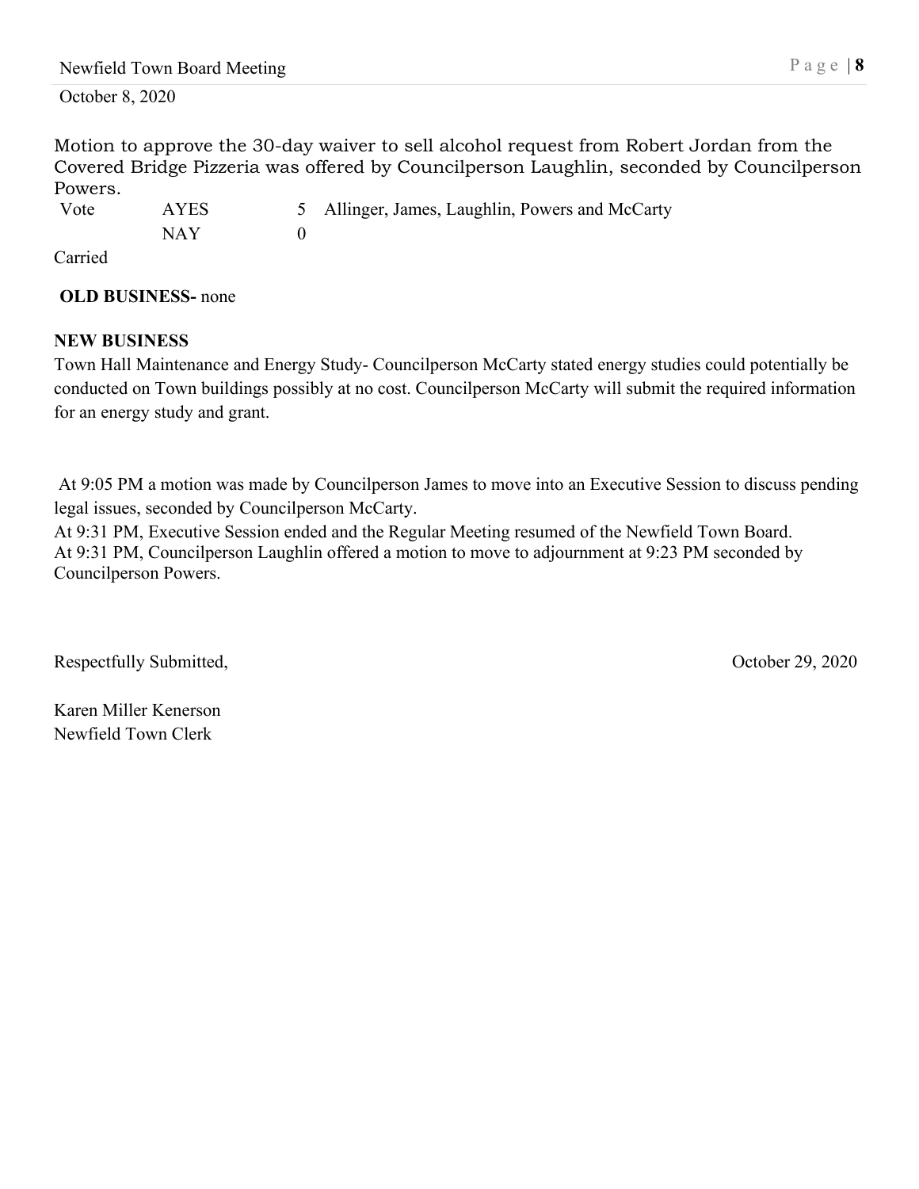Motion to approve the 30-day waiver to sell alcohol request from Robert Jordan from the Covered Bridge Pizzeria was offered by Councilperson Laughlin, seconded by Councilperson Powers.

| | | | |
|---|---|---|---|
| Vote | AYES | 5 | Allinger, James, Laughlin, Powers and McCarty |
| | NAY | 0 | |

Carried

**OLD BUSINESS-** none

**NEW BUSINESS**

Town Hall Maintenance and Energy Study- Councilperson McCarty stated energy studies could potentially be conducted on Town buildings possibly at no cost. Councilperson McCarty will submit the required information for an energy study and grant.

At 9:05 PM a motion was made by Councilperson James to move into an Executive Session to discuss pending legal issues, seconded by Councilperson McCarty.

At 9:31 PM, Executive Session ended and the Regular Meeting resumed of the Newfield Town Board.

At 9:31 PM, Councilperson Laughlin offered a motion to move to adjournment at 9:23 PM seconded by Councilperson Powers.

Respectfully Submitted, October 29, 2020

Karen Miller Kenerson
Newfield Town Clerk